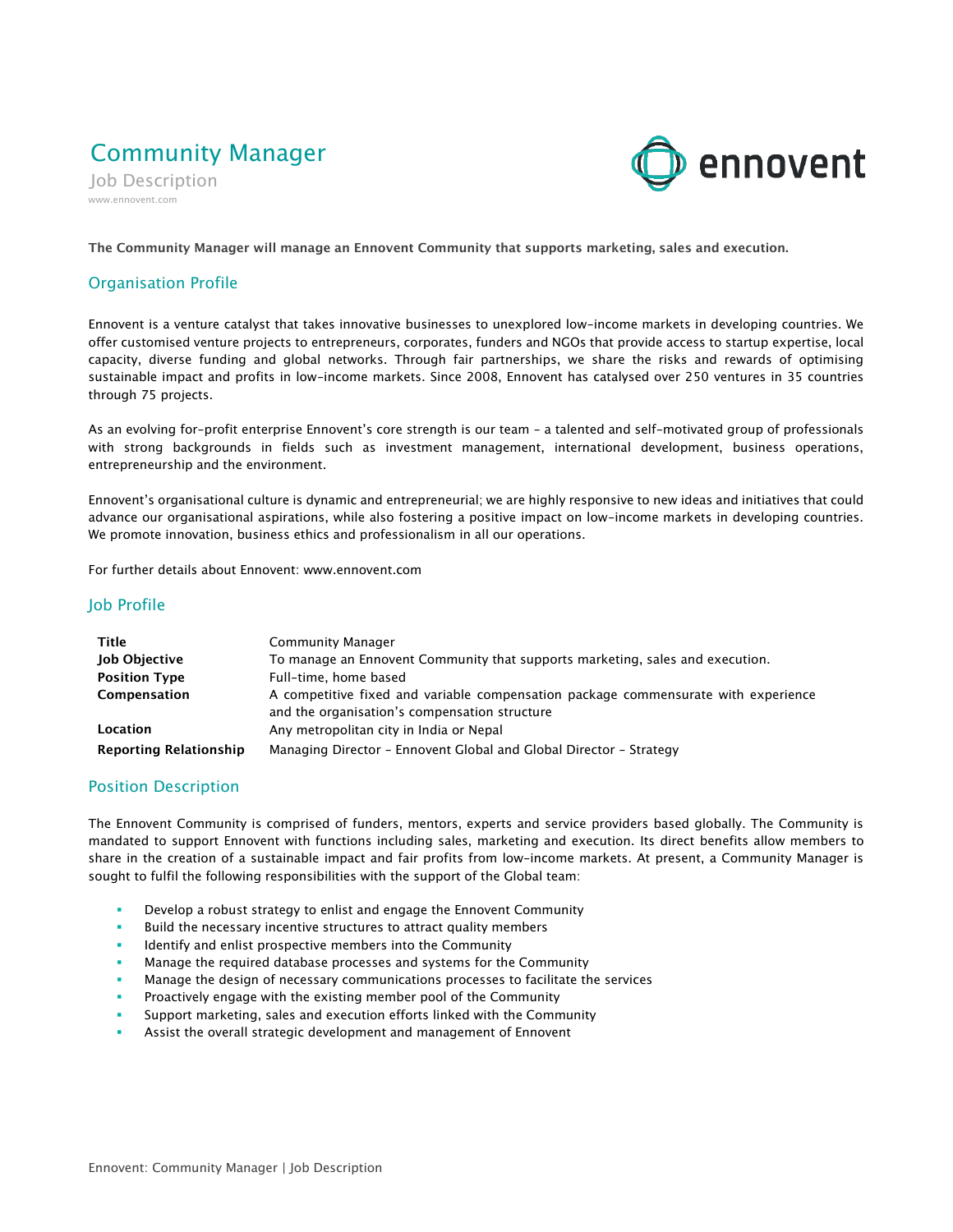# Community Manager

Job Description

www.ennovent.com

**The Community Manager will manage an Ennovent Community that supports marketing, sales and execution.**

## Organisation Profile

Ennovent is a venture catalyst that takes innovative businesses to unexplored low-income markets in developing countries. We offer customised venture projects to entrepreneurs, corporates, funders and NGOs that provide access to startup expertise, local capacity, diverse funding and global networks. Through fair partnerships, we share the risks and rewards of optimising sustainable impact and profits in low-income markets. Since 2008, Ennovent has catalysed over 250 ventures in 35 countries through 75 projects.

As an evolving for-profit enterprise Ennovent's core strength is our team – a talented and self-motivated group of professionals with strong backgrounds in fields such as investment management, international development, business operations, entrepreneurship and the environment.

Ennovent's organisational culture is dynamic and entrepreneurial; we are highly responsive to new ideas and initiatives that could advance our organisational aspirations, while also fostering a positive impact on low-income markets in developing countries. We promote innovation, business ethics and professionalism in all our operations.

For further details about Ennovent: www.ennovent.com

## Job Profile

| | |
|---|---|
| **Title** | Community Manager |
| **Job Objective** | To manage an Ennovent Community that supports marketing, sales and execution. |
| **Position Type** | Full-time, home based |
| **Compensation** | A competitive fixed and variable compensation package commensurate with experience and the organisation's compensation structure |
| **Location** | Any metropolitan city in India or Nepal |
| **Reporting Relationship** | Managing Director – Ennovent Global and Global Director – Strategy |

## Position Description

The Ennovent Community is comprised of funders, mentors, experts and service providers based globally. The Community is mandated to support Ennovent with functions including sales, marketing and execution. Its direct benefits allow members to share in the creation of a sustainable impact and fair profits from low-income markets. At present, a Community Manager is sought to fulfil the following responsibilities with the support of the Global team:

- Develop a robust strategy to enlist and engage the Ennovent Community
- Build the necessary incentive structures to attract quality members
- Identify and enlist prospective members into the Community
- Manage the required database processes and systems for the Community
- Manage the design of necessary communications processes to facilitate the services
- Proactively engage with the existing member pool of the Community
- Support marketing, sales and execution efforts linked with the Community
- Assist the overall strategic development and management of Ennovent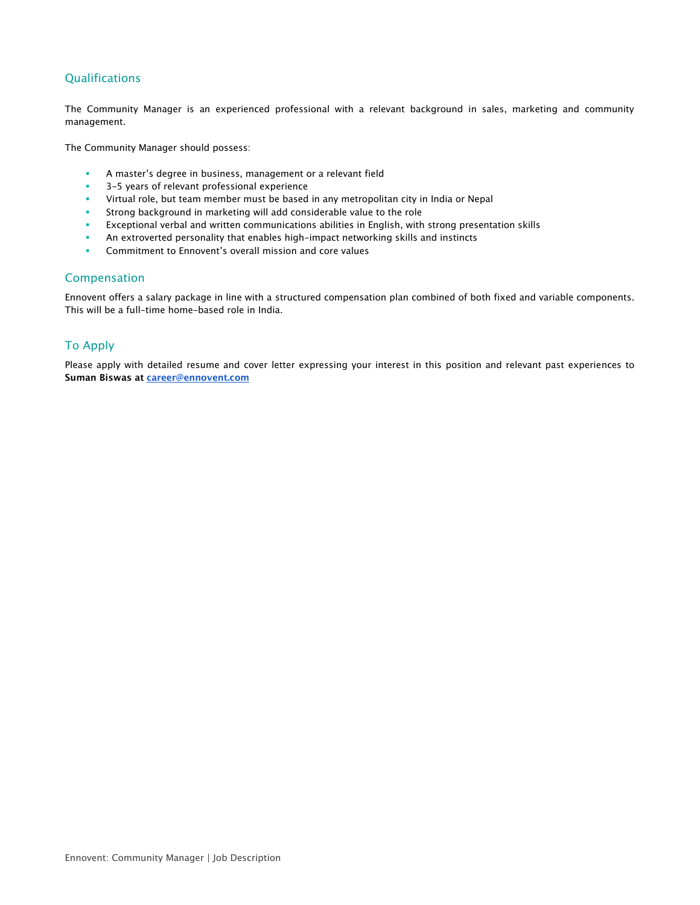## Qualifications

The Community Manager is an experienced professional with a relevant background in sales, marketing and community management.

The Community Manager should possess:

- A master's degree in business, management or a relevant field
- 3-5 years of relevant professional experience
- Virtual role, but team member must be based in any metropolitan city in India or Nepal
- Strong background in marketing will add considerable value to the role
- Exceptional verbal and written communications abilities in English, with strong presentation skills
- An extroverted personality that enables high-impact networking skills and instincts
- Commitment to Ennovent's overall mission and core values

## Compensation

Ennovent offers a salary package in line with a structured compensation plan combined of both fixed and variable components. This will be a full-time home-based role in India.

## To Apply

Please apply with detailed resume and cover letter expressing your interest in this position and relevant past experiences to **Suman Biswas at [career@ennovent.com](mailto:career@ennovent.com)**